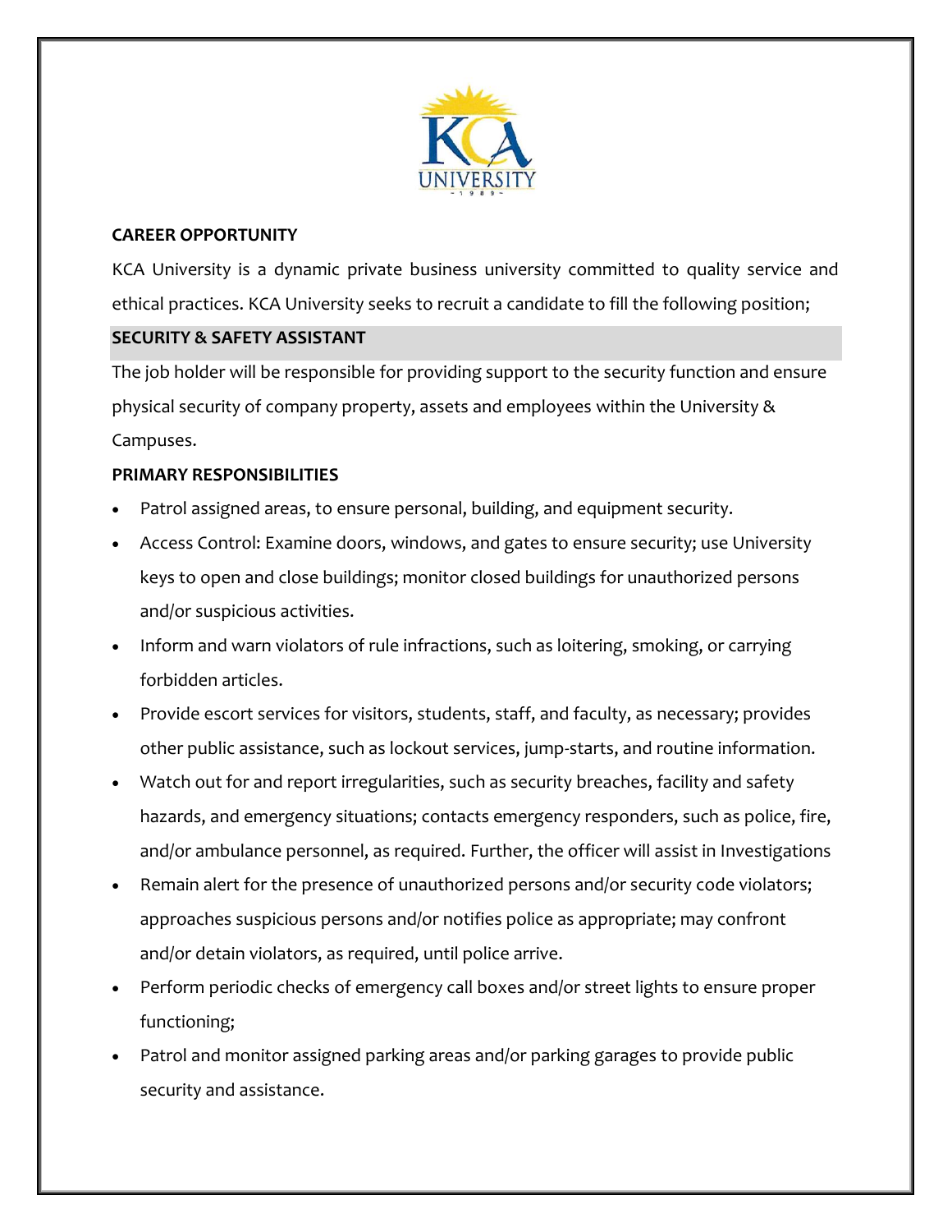**CAREER OPPORTUNITY**

KCA University is a dynamic private business university committed to quality service and ethical practices. KCA University seeks to recruit a candidate to fill the following position;

## SECURITY & SAFETY ASSISTANT

The job holder will be responsible for providing support to the security function and ensure physical security of company property, assets and employees within the University & Campuses.

**PRIMARY RESPONSIBILITIES**

- Patrol assigned areas, to ensure personal, building, and equipment security.
- Access Control: Examine doors, windows, and gates to ensure security; use University keys to open and close buildings; monitor closed buildings for unauthorized persons and/or suspicious activities.
- Inform and warn violators of rule infractions, such as loitering, smoking, or carrying forbidden articles.
- Provide escort services for visitors, students, staff, and faculty, as necessary; provides other public assistance, such as lockout services, jump-starts, and routine information.
- Watch out for and report irregularities, such as security breaches, facility and safety hazards, and emergency situations; contacts emergency responders, such as police, fire, and/or ambulance personnel, as required. Further, the officer will assist in Investigations
- Remain alert for the presence of unauthorized persons and/or security code violators; approaches suspicious persons and/or notifies police as appropriate; may confront and/or detain violators, as required, until police arrive.
- Perform periodic checks of emergency call boxes and/or street lights to ensure proper functioning;
- Patrol and monitor assigned parking areas and/or parking garages to provide public security and assistance.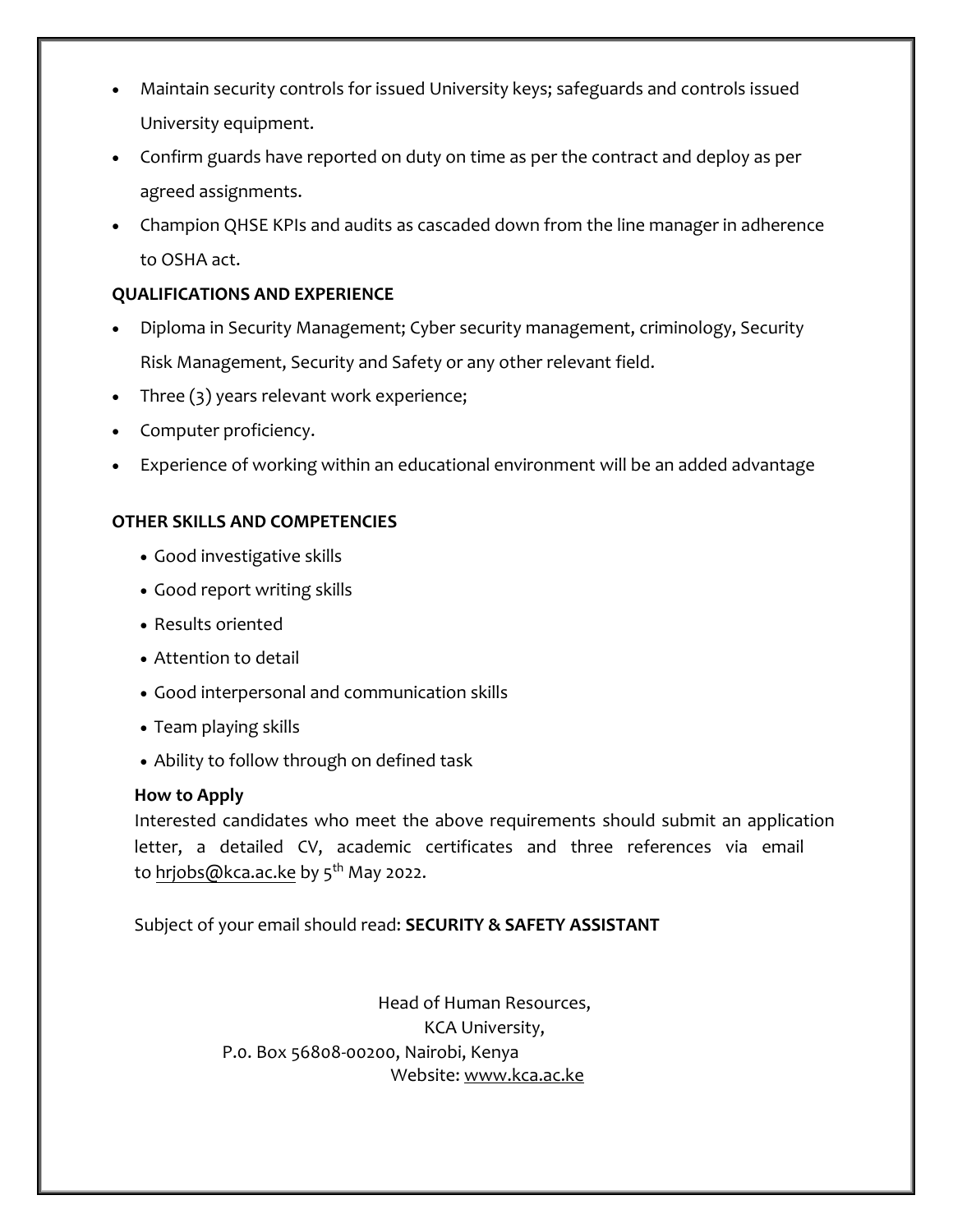- Maintain security controls for issued University keys; safeguards and controls issued University equipment.
- Confirm guards have reported on duty on time as per the contract and deploy as per agreed assignments.
- Champion QHSE KPIs and audits as cascaded down from the line manager in adherence to OSHA act.

**QUALIFICATIONS AND EXPERIENCE**

- Diploma in Security Management; Cyber security management, criminology, Security Risk Management, Security and Safety or any other relevant field.
- Three (3) years relevant work experience;
- Computer proficiency.
- Experience of working within an educational environment will be an added advantage

**OTHER SKILLS AND COMPETENCIES**

- Good investigative skills
- Good report writing skills
- Results oriented
- Attention to detail
- Good interpersonal and communication skills
- Team playing skills
- Ability to follow through on defined task

**How to Apply**

Interested candidates who meet the above requirements should submit an application letter, a detailed CV, academic certificates and three references via email to hrjobs@kca.ac.ke by 5th May 2022.

Subject of your email should read: **SECURITY & SAFETY ASSISTANT**

Head of Human Resources,
KCA University,
P.o. Box 56808-00200, Nairobi, Kenya
Website: www.kca.ac.ke